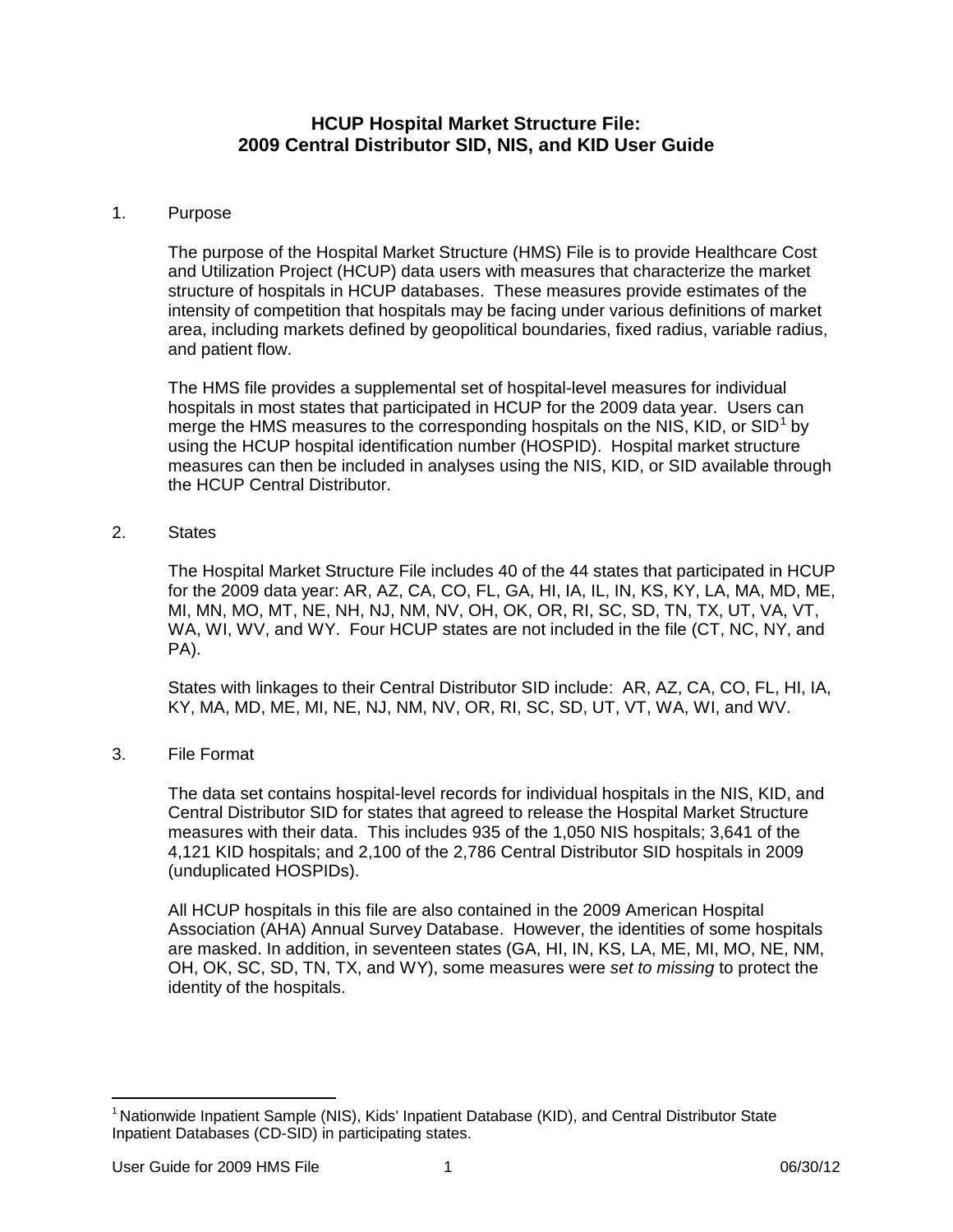# HCUP Hospital Market Structure File: 2009 Central Distributor SID, NIS, and KID User Guide

1. Purpose

   The purpose of the Hospital Market Structure (HMS) File is to provide Healthcare Cost and Utilization Project (HCUP) data users with measures that characterize the market structure of hospitals in HCUP databases. These measures provide estimates of the intensity of competition that hospitals may be facing under various definitions of market area, including markets defined by geopolitical boundaries, fixed radius, variable radius, and patient flow.

   The HMS file provides a supplemental set of hospital-level measures for individual hospitals in most states that participated in HCUP for the 2009 data year. Users can merge the HMS measures to the corresponding hospitals on the NIS, KID, or SID[1] by using the HCUP hospital identification number (HOSPID). Hospital market structure measures can then be included in analyses using the NIS, KID, or SID available through the HCUP Central Distributor.

2. States

   The Hospital Market Structure File includes 40 of the 44 states that participated in HCUP for the 2009 data year: AR, AZ, CA, CO, FL, GA, HI, IA, IL, IN, KS, KY, LA, MA, MD, ME, MI, MN, MO, MT, NE, NH, NJ, NM, NV, OH, OK, OR, RI, SC, SD, TN, TX, UT, VA, VT, WA, WI, WV, and WY. Four HCUP states are not included in the file (CT, NC, NY, and PA).

   States with linkages to their Central Distributor SID include: AR, AZ, CA, CO, FL, HI, IA, KY, MA, MD, ME, MI, NE, NJ, NM, NV, OR, RI, SC, SD, UT, VT, WA, WI, and WV.

3. File Format

   The data set contains hospital-level records for individual hospitals in the NIS, KID, and Central Distributor SID for states that agreed to release the Hospital Market Structure measures with their data. This includes 935 of the 1,050 NIS hospitals; 3,641 of the 4,121 KID hospitals; and 2,100 of the 2,786 Central Distributor SID hospitals in 2009 (unduplicated HOSPIDs).

   All HCUP hospitals in this file are also contained in the 2009 American Hospital Association (AHA) Annual Survey Database. However, the identities of some hospitals are masked. In addition, in seventeen states (GA, HI, IN, KS, LA, ME, MI, MO, NE, NM, OH, OK, SC, SD, TN, TX, and WY), some measures were *set to missing* to protect the identity of the hospitals.

---

[1] Nationwide Inpatient Sample (NIS), Kids' Inpatient Database (KID), and Central Distributor State Inpatient Databases (CD-SID) in participating states.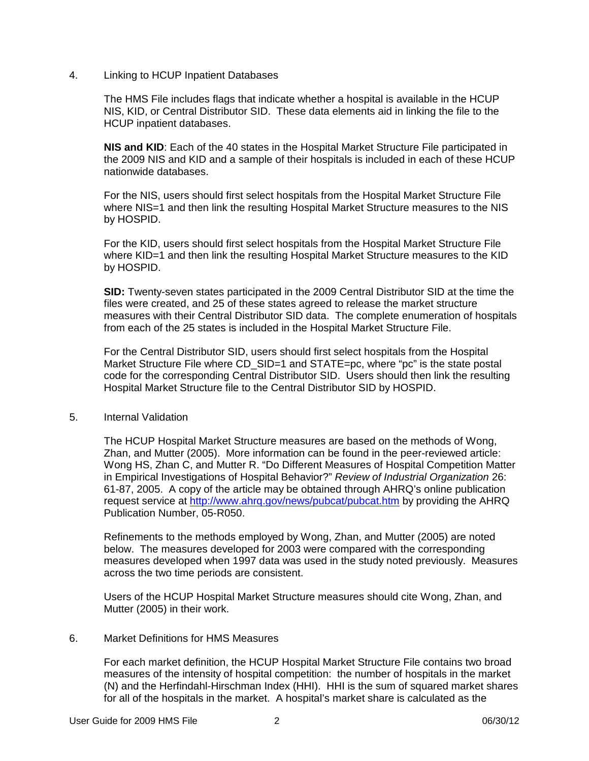## 4. Linking to HCUP Inpatient Databases

The HMS File includes flags that indicate whether a hospital is available in the HCUP NIS, KID, or Central Distributor SID. These data elements aid in linking the file to the HCUP inpatient databases.

**NIS and KID**: Each of the 40 states in the Hospital Market Structure File participated in the 2009 NIS and KID and a sample of their hospitals is included in each of these HCUP nationwide databases.

For the NIS, users should first select hospitals from the Hospital Market Structure File where NIS=1 and then link the resulting Hospital Market Structure measures to the NIS by HOSPID.

For the KID, users should first select hospitals from the Hospital Market Structure File where KID=1 and then link the resulting Hospital Market Structure measures to the KID by HOSPID.

**SID:** Twenty-seven states participated in the 2009 Central Distributor SID at the time the files were created, and 25 of these states agreed to release the market structure measures with their Central Distributor SID data. The complete enumeration of hospitals from each of the 25 states is included in the Hospital Market Structure File.

For the Central Distributor SID, users should first select hospitals from the Hospital Market Structure File where CD_SID=1 and STATE=pc, where "pc" is the state postal code for the corresponding Central Distributor SID. Users should then link the resulting Hospital Market Structure file to the Central Distributor SID by HOSPID.

## 5. Internal Validation

The HCUP Hospital Market Structure measures are based on the methods of Wong, Zhan, and Mutter (2005). More information can be found in the peer-reviewed article: Wong HS, Zhan C, and Mutter R. "Do Different Measures of Hospital Competition Matter in Empirical Investigations of Hospital Behavior?" *Review of Industrial Organization* 26: 61-87, 2005. A copy of the article may be obtained through AHRQ's online publication request service at http://www.ahrq.gov/news/pubcat/pubcat.htm by providing the AHRQ Publication Number, 05-R050.

Refinements to the methods employed by Wong, Zhan, and Mutter (2005) are noted below. The measures developed for 2003 were compared with the corresponding measures developed when 1997 data was used in the study noted previously. Measures across the two time periods are consistent.

Users of the HCUP Hospital Market Structure measures should cite Wong, Zhan, and Mutter (2005) in their work.

## 6. Market Definitions for HMS Measures

For each market definition, the HCUP Hospital Market Structure File contains two broad measures of the intensity of hospital competition: the number of hospitals in the market (N) and the Herfindahl-Hirschman Index (HHI). HHI is the sum of squared market shares for all of the hospitals in the market. A hospital's market share is calculated as the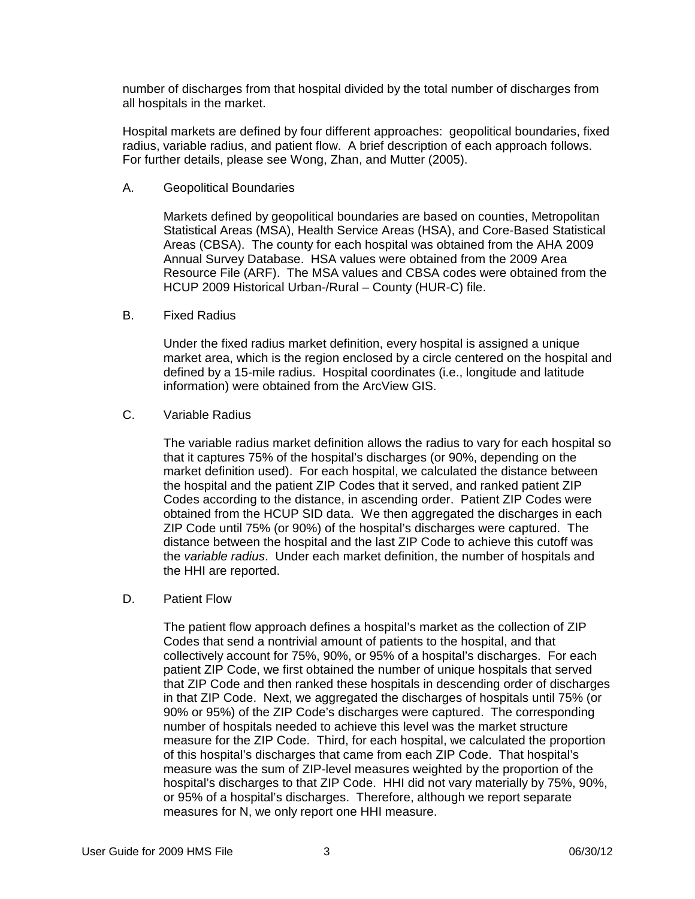number of discharges from that hospital divided by the total number of discharges from all hospitals in the market.

Hospital markets are defined by four different approaches: geopolitical boundaries, fixed radius, variable radius, and patient flow. A brief description of each approach follows. For further details, please see Wong, Zhan, and Mutter (2005).

A. Geopolitical Boundaries

Markets defined by geopolitical boundaries are based on counties, Metropolitan Statistical Areas (MSA), Health Service Areas (HSA), and Core-Based Statistical Areas (CBSA). The county for each hospital was obtained from the AHA 2009 Annual Survey Database. HSA values were obtained from the 2009 Area Resource File (ARF). The MSA values and CBSA codes were obtained from the HCUP 2009 Historical Urban-/Rural – County (HUR-C) file.

B. Fixed Radius

Under the fixed radius market definition, every hospital is assigned a unique market area, which is the region enclosed by a circle centered on the hospital and defined by a 15-mile radius. Hospital coordinates (i.e., longitude and latitude information) were obtained from the ArcView GIS.

C. Variable Radius

The variable radius market definition allows the radius to vary for each hospital so that it captures 75% of the hospital's discharges (or 90%, depending on the market definition used). For each hospital, we calculated the distance between the hospital and the patient ZIP Codes that it served, and ranked patient ZIP Codes according to the distance, in ascending order. Patient ZIP Codes were obtained from the HCUP SID data. We then aggregated the discharges in each ZIP Code until 75% (or 90%) of the hospital's discharges were captured. The distance between the hospital and the last ZIP Code to achieve this cutoff was the *variable radius*. Under each market definition, the number of hospitals and the HHI are reported.

D. Patient Flow

The patient flow approach defines a hospital's market as the collection of ZIP Codes that send a nontrivial amount of patients to the hospital, and that collectively account for 75%, 90%, or 95% of a hospital's discharges. For each patient ZIP Code, we first obtained the number of unique hospitals that served that ZIP Code and then ranked these hospitals in descending order of discharges in that ZIP Code. Next, we aggregated the discharges of hospitals until 75% (or 90% or 95%) of the ZIP Code's discharges were captured. The corresponding number of hospitals needed to achieve this level was the market structure measure for the ZIP Code. Third, for each hospital, we calculated the proportion of this hospital's discharges that came from each ZIP Code. That hospital's measure was the sum of ZIP-level measures weighted by the proportion of the hospital's discharges to that ZIP Code. HHI did not vary materially by 75%, 90%, or 95% of a hospital's discharges. Therefore, although we report separate measures for N, we only report one HHI measure.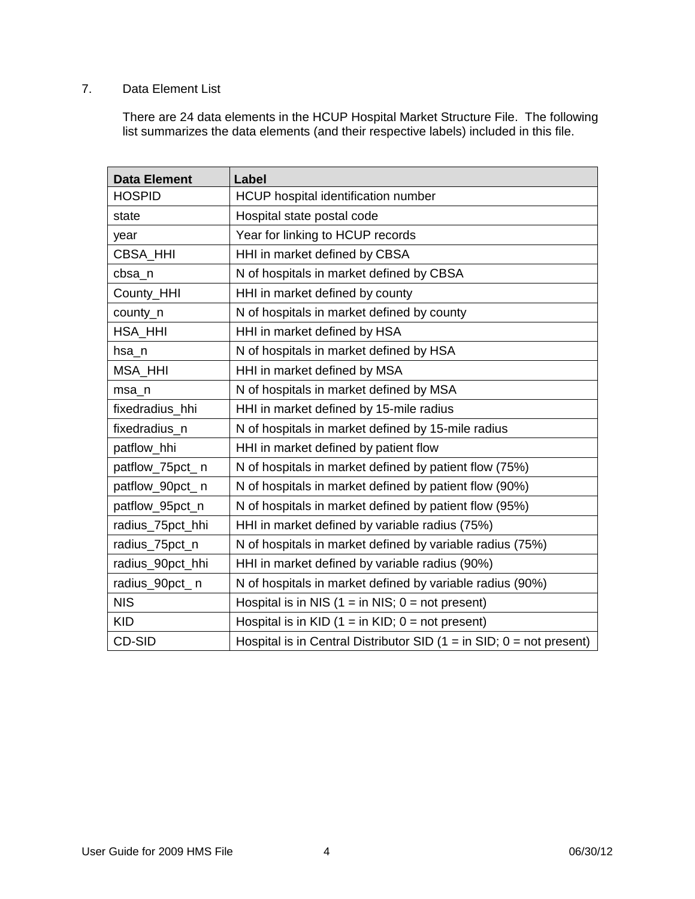7. Data Element List

There are 24 data elements in the HCUP Hospital Market Structure File. The following list summarizes the data elements (and their respective labels) included in this file.

| Data Element | Label |
| --- | --- |
| HOSPID | HCUP hospital identification number |
| state | Hospital state postal code |
| year | Year for linking to HCUP records |
| CBSA_HHI | HHI in market defined by CBSA |
| cbsa_n | N of hospitals in market defined by CBSA |
| County_HHI | HHI in market defined by county |
| county_n | N of hospitals in market defined by county |
| HSA_HHI | HHI in market defined by HSA |
| hsa_n | N of hospitals in market defined by HSA |
| MSA_HHI | HHI in market defined by MSA |
| msa_n | N of hospitals in market defined by MSA |
| fixedradius_hhi | HHI in market defined by 15-mile radius |
| fixedradius_n | N of hospitals in market defined by 15-mile radius |
| patflow_hhi | HHI in market defined by patient flow |
| patflow_75pct_ n | N of hospitals in market defined by patient flow (75%) |
| patflow_90pct_ n | N of hospitals in market defined by patient flow (90%) |
| patflow_95pct_n | N of hospitals in market defined by patient flow (95%) |
| radius_75pct_hhi | HHI in market defined by variable radius (75%) |
| radius_75pct_n | N of hospitals in market defined by variable radius (75%) |
| radius_90pct_hhi | HHI in market defined by variable radius (90%) |
| radius_90pct_ n | N of hospitals in market defined by variable radius (90%) |
| NIS | Hospital is in NIS (1 = in NIS; 0 = not present) |
| KID | Hospital is in KID (1 = in KID; 0 = not present) |
| CD-SID | Hospital is in Central Distributor SID (1 = in SID; 0 = not present) |